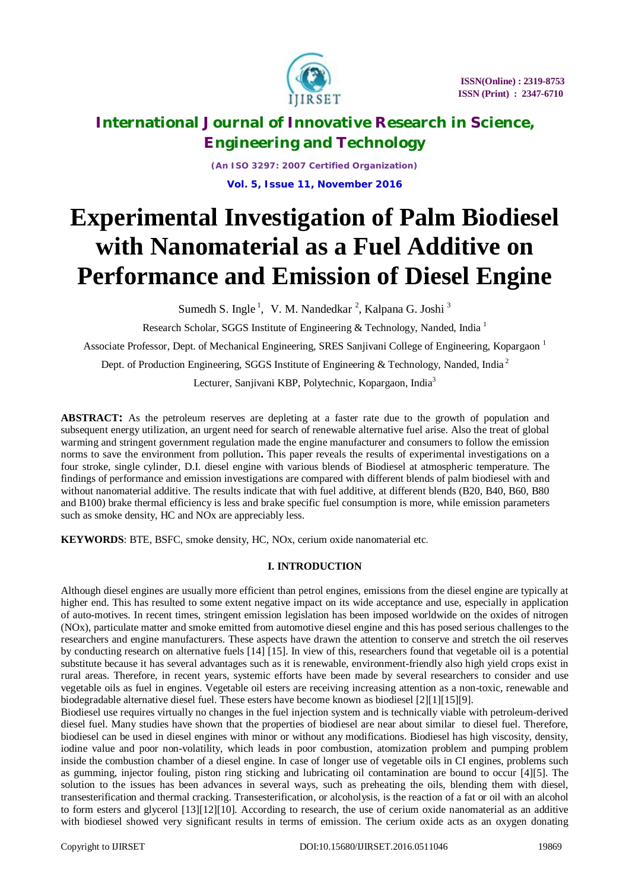# Experimental Investigation of Palm Biodiesel with Nanomaterial as a Fuel Additive on Performance and Emission of Diesel Engine

Sumedh S. Ingle [1], V. M. Nandedkar [2], Kalpana G. Joshi [3]

Research Scholar, SGGS Institute of Engineering & Technology, Nanded, India [1]

Associate Professor, Dept. of Mechanical Engineering, SRES Sanjivani College of Engineering, Kopargaon [1]

Dept. of Production Engineering, SGGS Institute of Engineering & Technology, Nanded, India [2]

Lecturer, Sanjivani KBP, Polytechnic, Kopargaon, India [3]

**ABSTRACT:** As the petroleum reserves are depleting at a faster rate due to the growth of population and subsequent energy utilization, an urgent need for search of renewable alternative fuel arise. Also the treat of global warming and stringent government regulation made the engine manufacturer and consumers to follow the emission norms to save the environment from pollution**.** This paper reveals the results of experimental investigations on a four stroke, single cylinder, D.I. diesel engine with various blends of Biodiesel at atmospheric temperature. The findings of performance and emission investigations are compared with different blends of palm biodiesel with and without nanomaterial additive. The results indicate that with fuel additive, at different blends (B20, B40, B60, B80 and B100) brake thermal efficiency is less and brake specific fuel consumption is more, while emission parameters such as smoke density, HC and NOx are appreciably less.

**KEYWORDS**: BTE, BSFC, smoke density, HC, NOx, cerium oxide nanomaterial etc.

## I. INTRODUCTION

Although diesel engines are usually more efficient than petrol engines, emissions from the diesel engine are typically at higher end. This has resulted to some extent negative impact on its wide acceptance and use, especially in application of auto-motives. In recent times, stringent emission legislation has been imposed worldwide on the oxides of nitrogen (NOx), particulate matter and smoke emitted from automotive diesel engine and this has posed serious challenges to the researchers and engine manufacturers. These aspects have drawn the attention to conserve and stretch the oil reserves by conducting research on alternative fuels [14] [15]. In view of this, researchers found that vegetable oil is a potential substitute because it has several advantages such as it is renewable, environment-friendly also high yield crops exist in rural areas. Therefore, in recent years, systemic efforts have been made by several researchers to consider and use vegetable oils as fuel in engines. Vegetable oil esters are receiving increasing attention as a non-toxic, renewable and biodegradable alternative diesel fuel. These esters have become known as biodiesel [2][1][15][9].

Biodiesel use requires virtually no changes in the fuel injection system and is technically viable with petroleum-derived diesel fuel. Many studies have shown that the properties of biodiesel are near about similar to diesel fuel. Therefore, biodiesel can be used in diesel engines with minor or without any modifications. Biodiesel has high viscosity, density, iodine value and poor non-volatility, which leads in poor combustion, atomization problem and pumping problem inside the combustion chamber of a diesel engine. In case of longer use of vegetable oils in CI engines, problems such as gumming, injector fouling, piston ring sticking and lubricating oil contamination are bound to occur [4][5]. The solution to the issues has been advances in several ways, such as preheating the oils, blending them with diesel, transesterification and thermal cracking. Transesterification, or alcoholysis, is the reaction of a fat or oil with an alcohol to form esters and glycerol [13][12][10]. According to research, the use of cerium oxide nanomaterial as an additive with biodiesel showed very significant results in terms of emission. The cerium oxide acts as an oxygen donating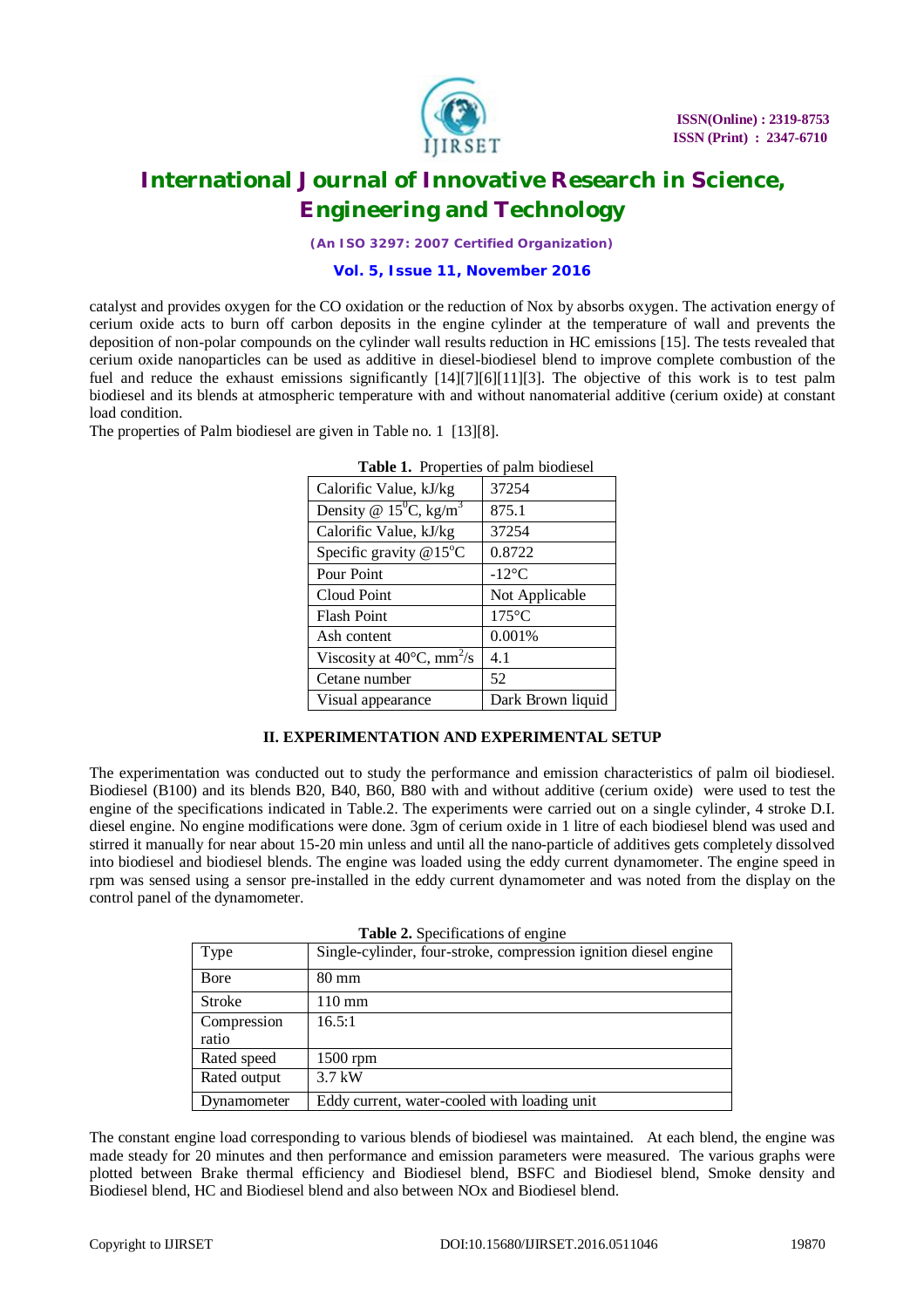catalyst and provides oxygen for the CO oxidation or the reduction of Nox by absorbs oxygen. The activation energy of cerium oxide acts to burn off carbon deposits in the engine cylinder at the temperature of wall and prevents the deposition of non-polar compounds on the cylinder wall results reduction in HC emissions [15]. The tests revealed that cerium oxide nanoparticles can be used as additive in diesel-biodiesel blend to improve complete combustion of the fuel and reduce the exhaust emissions significantly [14][7][6][11][3]. The objective of this work is to test palm biodiesel and its blends at atmospheric temperature with and without nanomaterial additive (cerium oxide) at constant load condition.

The properties of Palm biodiesel are given in Table no. 1 [13][8].

**Table 1.** Properties of palm biodiesel

| | |
|---|---|
| Calorific Value, kJ/kg | 37254 |
| Density @ $15^0$C, kg/$m^3$ | 875.1 |
| Calorific Value, kJ/kg | 37254 |
| Specific gravity @15°C | 0.8722 |
| Pour Point | -12°C |
| Cloud Point | Not Applicable |
| Flash Point | 175°C |
| Ash content | 0.001% |
| Viscosity at 40°C, $mm^2$/s | 4.1 |
| Cetane number | 52 |
| Visual appearance | Dark Brown liquid |

## II. EXPERIMENTATION AND EXPERIMENTAL SETUP

The experimentation was conducted out to study the performance and emission characteristics of palm oil biodiesel. Biodiesel (B100) and its blends B20, B40, B60, B80 with and without additive (cerium oxide) were used to test the engine of the specifications indicated in Table.2. The experiments were carried out on a single cylinder, 4 stroke D.I. diesel engine. No engine modifications were done. 3gm of cerium oxide in 1 litre of each biodiesel blend was used and stirred it manually for near about 15-20 min unless and until all the nano-particle of additives gets completely dissolved into biodiesel and biodiesel blends. The engine was loaded using the eddy current dynamometer. The engine speed in rpm was sensed using a sensor pre-installed in the eddy current dynamometer and was noted from the display on the control panel of the dynamometer.

**Table 2.** Specifications of engine

| | |
|---|---|
| Type | Single-cylinder, four-stroke, compression ignition diesel engine |
| Bore | 80 mm |
| Stroke | 110 mm |
| Compression ratio | 16.5:1 |
| Rated speed | 1500 rpm |
| Rated output | 3.7 kW |
| Dynamometer | Eddy current, water-cooled with loading unit |

The constant engine load corresponding to various blends of biodiesel was maintained. At each blend, the engine was made steady for 20 minutes and then performance and emission parameters were measured. The various graphs were plotted between Brake thermal efficiency and Biodiesel blend, BSFC and Biodiesel blend, Smoke density and Biodiesel blend, HC and Biodiesel blend and also between NOx and Biodiesel blend.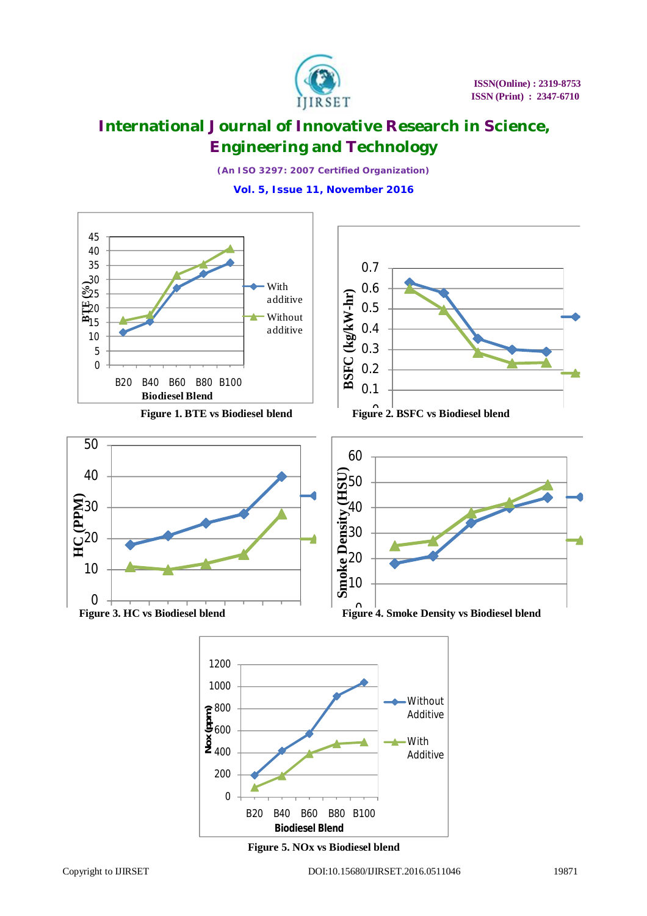Figure 1. BTE vs Biodiesel blend

Figure 2. BSFC vs Biodiesel blend

Figure 3. HC vs Biodiesel blend

Figure 4. Smoke Density vs Biodiesel blend

Figure 5. NOx vs Biodiesel blend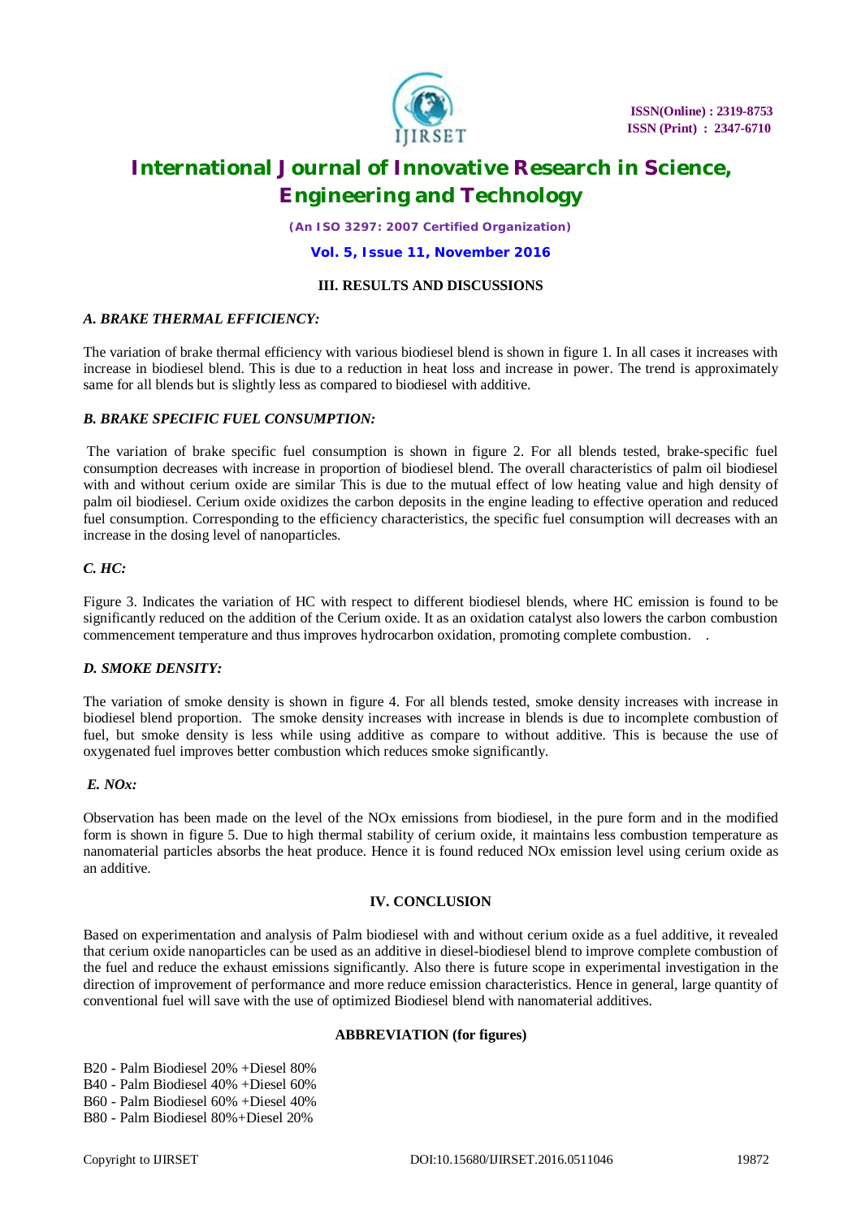## III. RESULTS AND DISCUSSIONS

### *A. BRAKE THERMAL EFFICIENCY:*

The variation of brake thermal efficiency with various biodiesel blend is shown in figure 1. In all cases it increases with increase in biodiesel blend. This is due to a reduction in heat loss and increase in power. The trend is approximately same for all blends but is slightly less as compared to biodiesel with additive.

### *B. BRAKE SPECIFIC FUEL CONSUMPTION:*

The variation of brake specific fuel consumption is shown in figure 2. For all blends tested, brake-specific fuel consumption decreases with increase in proportion of biodiesel blend. The overall characteristics of palm oil biodiesel with and without cerium oxide are similar This is due to the mutual effect of low heating value and high density of palm oil biodiesel. Cerium oxide oxidizes the carbon deposits in the engine leading to effective operation and reduced fuel consumption. Corresponding to the efficiency characteristics, the specific fuel consumption will decreases with an increase in the dosing level of nanoparticles.

### *C. HC:*

Figure 3. Indicates the variation of HC with respect to different biodiesel blends, where HC emission is found to be significantly reduced on the addition of the Cerium oxide. It as an oxidation catalyst also lowers the carbon combustion commencement temperature and thus improves hydrocarbon oxidation, promoting complete combustion. .

### *D. SMOKE DENSITY:*

The variation of smoke density is shown in figure 4. For all blends tested, smoke density increases with increase in biodiesel blend proportion. The smoke density increases with increase in blends is due to incomplete combustion of fuel, but smoke density is less while using additive as compare to without additive. This is because the use of oxygenated fuel improves better combustion which reduces smoke significantly.

### *E. NOx:*

Observation has been made on the level of the NOx emissions from biodiesel, in the pure form and in the modified form is shown in figure 5. Due to high thermal stability of cerium oxide, it maintains less combustion temperature as nanomaterial particles absorbs the heat produce. Hence it is found reduced NOx emission level using cerium oxide as an additive.

## IV. CONCLUSION

Based on experimentation and analysis of Palm biodiesel with and without cerium oxide as a fuel additive, it revealed that cerium oxide nanoparticles can be used as an additive in diesel-biodiesel blend to improve complete combustion of the fuel and reduce the exhaust emissions significantly. Also there is future scope in experimental investigation in the direction of improvement of performance and more reduce emission characteristics. Hence in general, large quantity of conventional fuel will save with the use of optimized Biodiesel blend with nanomaterial additives.

## ABBREVIATION (for figures)

B20 - Palm Biodiesel 20% +Diesel 80%
B40 - Palm Biodiesel 40% +Diesel 60%
B60 - Palm Biodiesel 60% +Diesel 40%
B80 - Palm Biodiesel 80%+Diesel 20%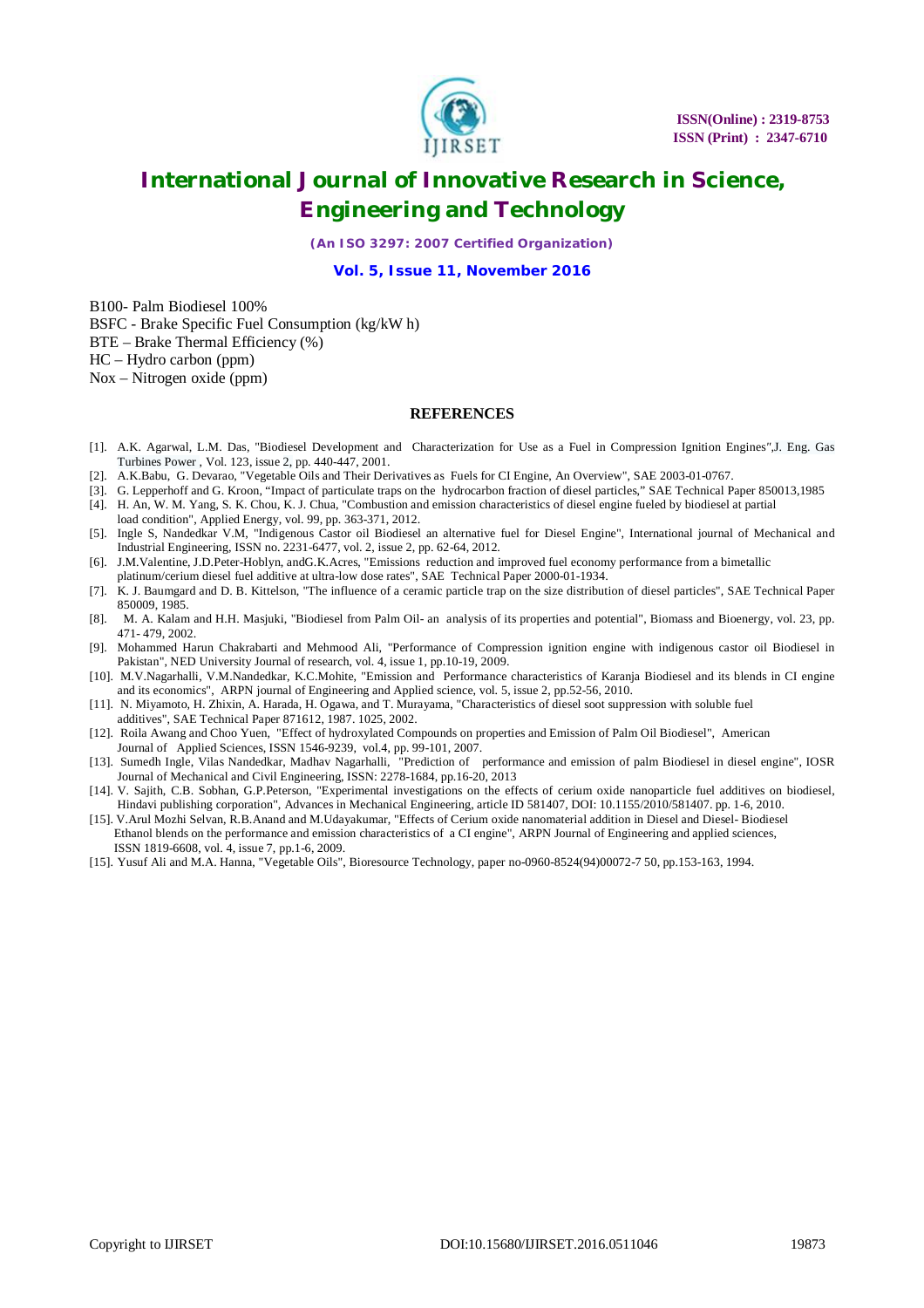B100- Palm Biodiesel 100%

BSFC - Brake Specific Fuel Consumption (kg/kW h)

BTE – Brake Thermal Efficiency (%)

HC – Hydro carbon (ppm)

Nox – Nitrogen oxide (ppm)

## REFERENCES

[1]. A.K. Agarwal, L.M. Das, "Biodiesel Development and Characterization for Use as a Fuel in Compression Ignition Engines",J. Eng. Gas Turbines Power , Vol. 123, issue 2, pp. 440-447, 2001.

[2]. A.K.Babu, G. Devarao, "Vegetable Oils and Their Derivatives as Fuels for CI Engine, An Overview", SAE 2003-01-0767.

[3]. G. Lepperhoff and G. Kroon, "Impact of particulate traps on the hydrocarbon fraction of diesel particles," SAE Technical Paper 850013,1985

[4]. H. An, W. M. Yang, S. K. Chou, K. J. Chua, "Combustion and emission characteristics of diesel engine fueled by biodiesel at partial load condition", Applied Energy, vol. 99, pp. 363-371, 2012.

[5]. Ingle S, Nandedkar V.M, "Indigenous Castor oil Biodiesel an alternative fuel for Diesel Engine", International journal of Mechanical and Industrial Engineering, ISSN no. 2231-6477, vol. 2, issue 2, pp. 62-64, 2012.

[6]. J.M.Valentine, J.D.Peter-Hoblyn, andG.K.Acres, "Emissions reduction and improved fuel economy performance from a bimetallic platinum/cerium diesel fuel additive at ultra-low dose rates", SAE Technical Paper 2000-01-1934.

[7]. K. J. Baumgard and D. B. Kittelson, "The influence of a ceramic particle trap on the size distribution of diesel particles", SAE Technical Paper 850009, 1985.

[8]. M. A. Kalam and H.H. Masjuki, "Biodiesel from Palm Oil- an analysis of its properties and potential", Biomass and Bioenergy, vol. 23, pp. 471- 479, 2002.

[9]. Mohammed Harun Chakrabarti and Mehmood Ali, "Performance of Compression ignition engine with indigenous castor oil Biodiesel in Pakistan", NED University Journal of research, vol. 4, issue 1, pp.10-19, 2009.

[10]. M.V.Nagarhalli, V.M.Nandedkar, K.C.Mohite, "Emission and Performance characteristics of Karanja Biodiesel and its blends in CI engine and its economics", ARPN journal of Engineering and Applied science, vol. 5, issue 2, pp.52-56, 2010.

[11]. N. Miyamoto, H. Zhixin, A. Harada, H. Ogawa, and T. Murayama, "Characteristics of diesel soot suppression with soluble fuel additives", SAE Technical Paper 871612, 1987. 1025, 2002.

[12]. Roila Awang and Choo Yuen, "Effect of hydroxylated Compounds on properties and Emission of Palm Oil Biodiesel", American Journal of Applied Sciences, ISSN 1546-9239, vol.4, pp. 99-101, 2007.

[13]. Sumedh Ingle, Vilas Nandedkar, Madhav Nagarhalli, "Prediction of performance and emission of palm Biodiesel in diesel engine", IOSR Journal of Mechanical and Civil Engineering, ISSN: 2278-1684, pp.16-20, 2013

[14]. V. Sajith, C.B. Sobhan, G.P.Peterson, "Experimental investigations on the effects of cerium oxide nanoparticle fuel additives on biodiesel, Hindavi publishing corporation", Advances in Mechanical Engineering, article ID 581407, DOI: 10.1155/2010/581407. pp. 1-6, 2010.

[15]. V.Arul Mozhi Selvan, R.B.Anand and M.Udayakumar, "Effects of Cerium oxide nanomaterial addition in Diesel and Diesel- Biodiesel Ethanol blends on the performance and emission characteristics of a CI engine", ARPN Journal of Engineering and applied sciences, ISSN 1819-6608, vol. 4, issue 7, pp.1-6, 2009.

[15]. Yusuf Ali and M.A. Hanna, "Vegetable Oils", Bioresource Technology, paper no-0960-8524(94)00072-7 50, pp.153-163, 1994.